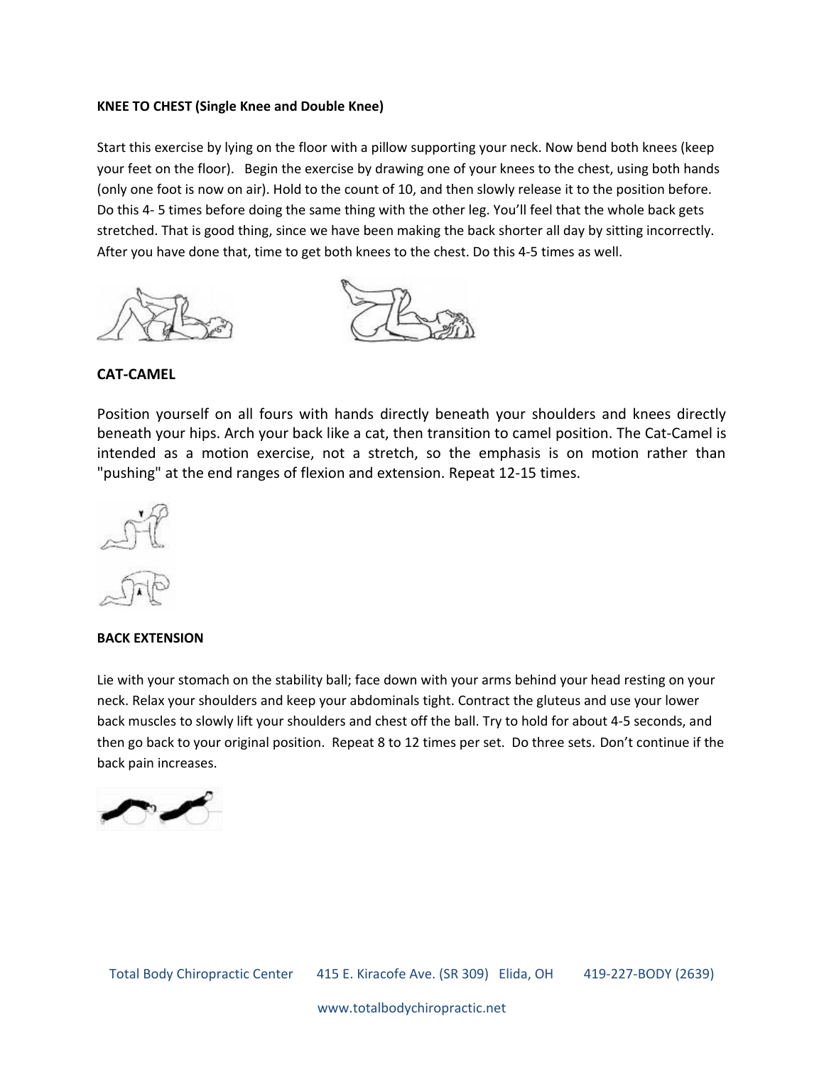**KNEE TO CHEST (Single Knee and Double Knee)**

Start this exercise by lying on the floor with a pillow supporting your neck. Now bend both knees (keep your feet on the floor). Begin the exercise by drawing one of your knees to the chest, using both hands (only one foot is now on air). Hold to the count of 10, and then slowly release it to the position before. Do this 4- 5 times before doing the same thing with the other leg. You'll feel that the whole back gets stretched. That is good thing, since we have been making the back shorter all day by sitting incorrectly. After you have done that, time to get both knees to the chest. Do this 4-5 times as well.

**CAT-CAMEL**

Position yourself on all fours with hands directly beneath your shoulders and knees directly beneath your hips. Arch your back like a cat, then transition to camel position. The Cat-Camel is intended as a motion exercise, not a stretch, so the emphasis is on motion rather than "pushing" at the end ranges of flexion and extension. Repeat 12-15 times.

**BACK EXTENSION**

Lie with your stomach on the stability ball; face down with your arms behind your head resting on your neck. Relax your shoulders and keep your abdominals tight. Contract the gluteus and use your lower back muscles to slowly lift your shoulders and chest off the ball. Try to hold for about 4-5 seconds, and then go back to your original position. Repeat 8 to 12 times per set. Do three sets. Don't continue if the back pain increases.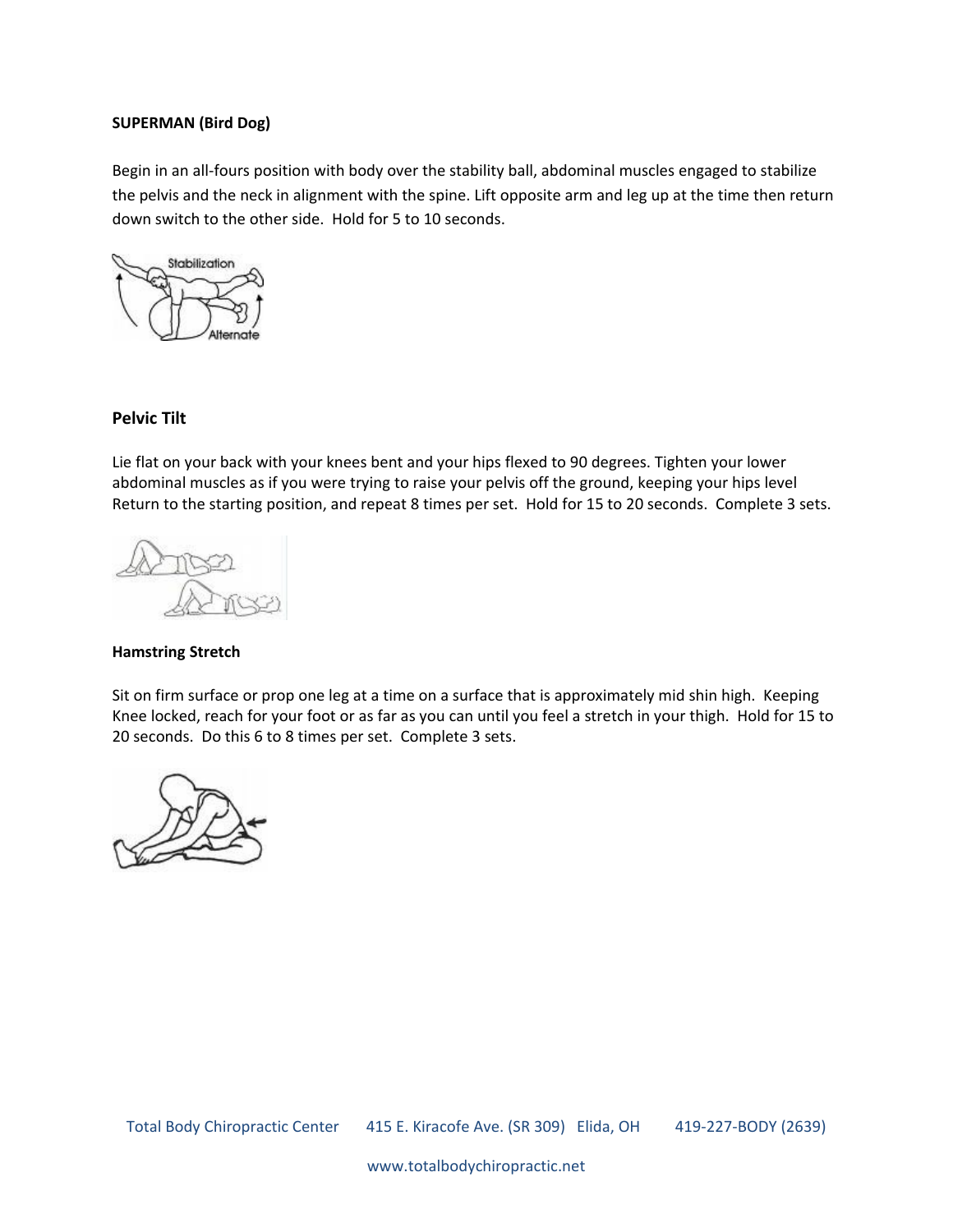**SUPERMAN (Bird Dog)**

Begin in an all-fours position with body over the stability ball, abdominal muscles engaged to stabilize the pelvis and the neck in alignment with the spine. Lift opposite arm and leg up at the time then return down switch to the other side. Hold for 5 to 10 seconds.

**Pelvic Tilt**

Lie flat on your back with your knees bent and your hips flexed to 90 degrees. Tighten your lower abdominal muscles as if you were trying to raise your pelvis off the ground, keeping your hips level Return to the starting position, and repeat 8 times per set. Hold for 15 to 20 seconds. Complete 3 sets.

**Hamstring Stretch**

Sit on firm surface or prop one leg at a time on a surface that is approximately mid shin high. Keeping Knee locked, reach for your foot or as far as you can until you feel a stretch in your thigh. Hold for 15 to 20 seconds. Do this 6 to 8 times per set. Complete 3 sets.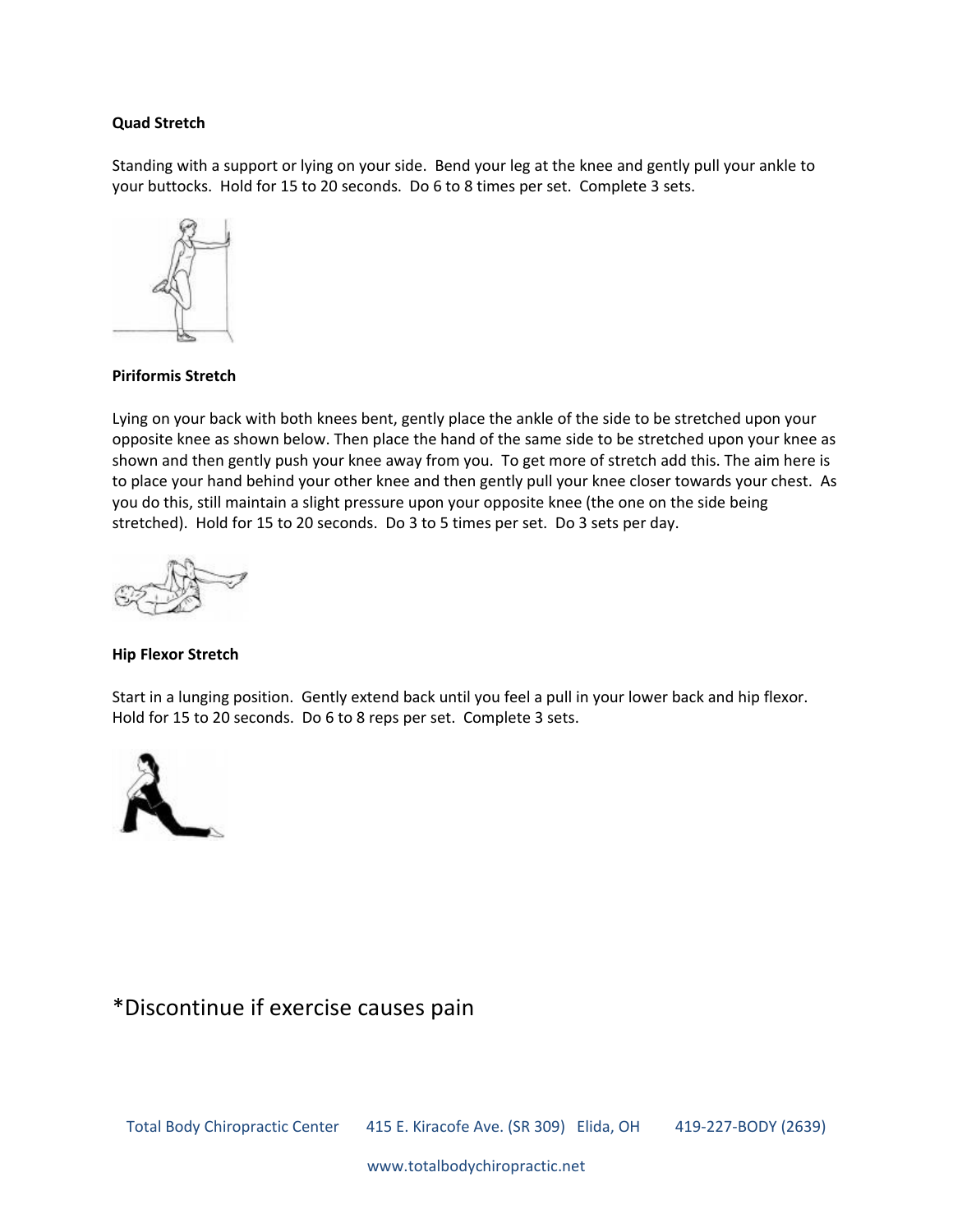**Quad Stretch**

Standing with a support or lying on your side. Bend your leg at the knee and gently pull your ankle to your buttocks. Hold for 15 to 20 seconds. Do 6 to 8 times per set. Complete 3 sets.

**Piriformis Stretch**

Lying on your back with both knees bent, gently place the ankle of the side to be stretched upon your opposite knee as shown below. Then place the hand of the same side to be stretched upon your knee as shown and then gently push your knee away from you. To get more of stretch add this. The aim here is to place your hand behind your other knee and then gently pull your knee closer towards your chest. As you do this, still maintain a slight pressure upon your opposite knee (the one on the side being stretched). Hold for 15 to 20 seconds. Do 3 to 5 times per set. Do 3 sets per day.

**Hip Flexor Stretch**

Start in a lunging position. Gently extend back until you feel a pull in your lower back and hip flexor. Hold for 15 to 20 seconds. Do 6 to 8 reps per set. Complete 3 sets.

## *Discontinue if exercise causes pain

Total Body Chiropractic Center 415 E. Kiracofe Ave. (SR 309) Elida, OH 419-227-BODY (2639)

www.totalbodychiropractic.net